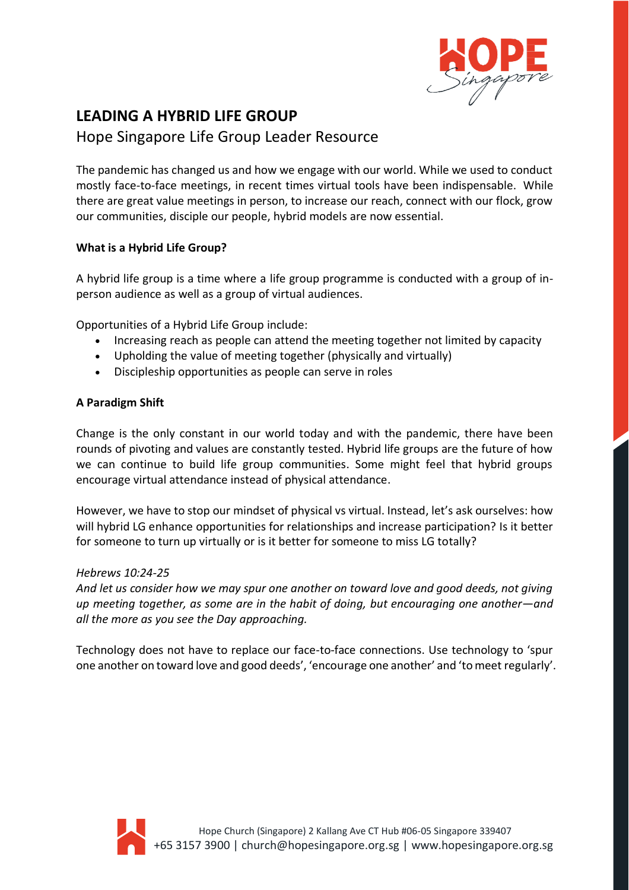# LEADING A HYBRID LIFE GROUP

## Hope Singapore Life Group Leader Resource

The pandemic has changed us and how we engage with our world. While we used to conduct mostly face-to-face meetings, in recent times virtual tools have been indispensable. While there are great value meetings in person, to increase our reach, connect with our flock, grow our communities, disciple our people, hybrid models are now essential.

**What is a Hybrid Life Group?**

A hybrid life group is a time where a life group programme is conducted with a group of in-person audience as well as a group of virtual audiences.

Opportunities of a Hybrid Life Group include:

- Increasing reach as people can attend the meeting together not limited by capacity
- Upholding the value of meeting together (physically and virtually)
- Discipleship opportunities as people can serve in roles

**A Paradigm Shift**

Change is the only constant in our world today and with the pandemic, there have been rounds of pivoting and values are constantly tested. Hybrid life groups are the future of how we can continue to build life group communities. Some might feel that hybrid groups encourage virtual attendance instead of physical attendance.

However, we have to stop our mindset of physical vs virtual. Instead, let's ask ourselves: how will hybrid LG enhance opportunities for relationships and increase participation? Is it better for someone to turn up virtually or is it better for someone to miss LG totally?

*Hebrews 10:24-25*
*And let us consider how we may spur one another on toward love and good deeds, not giving up meeting together, as some are in the habit of doing, but encouraging one another—and all the more as you see the Day approaching.*

Technology does not have to replace our face-to-face connections. Use technology to 'spur one another on toward love and good deeds', 'encourage one another' and 'to meet regularly'.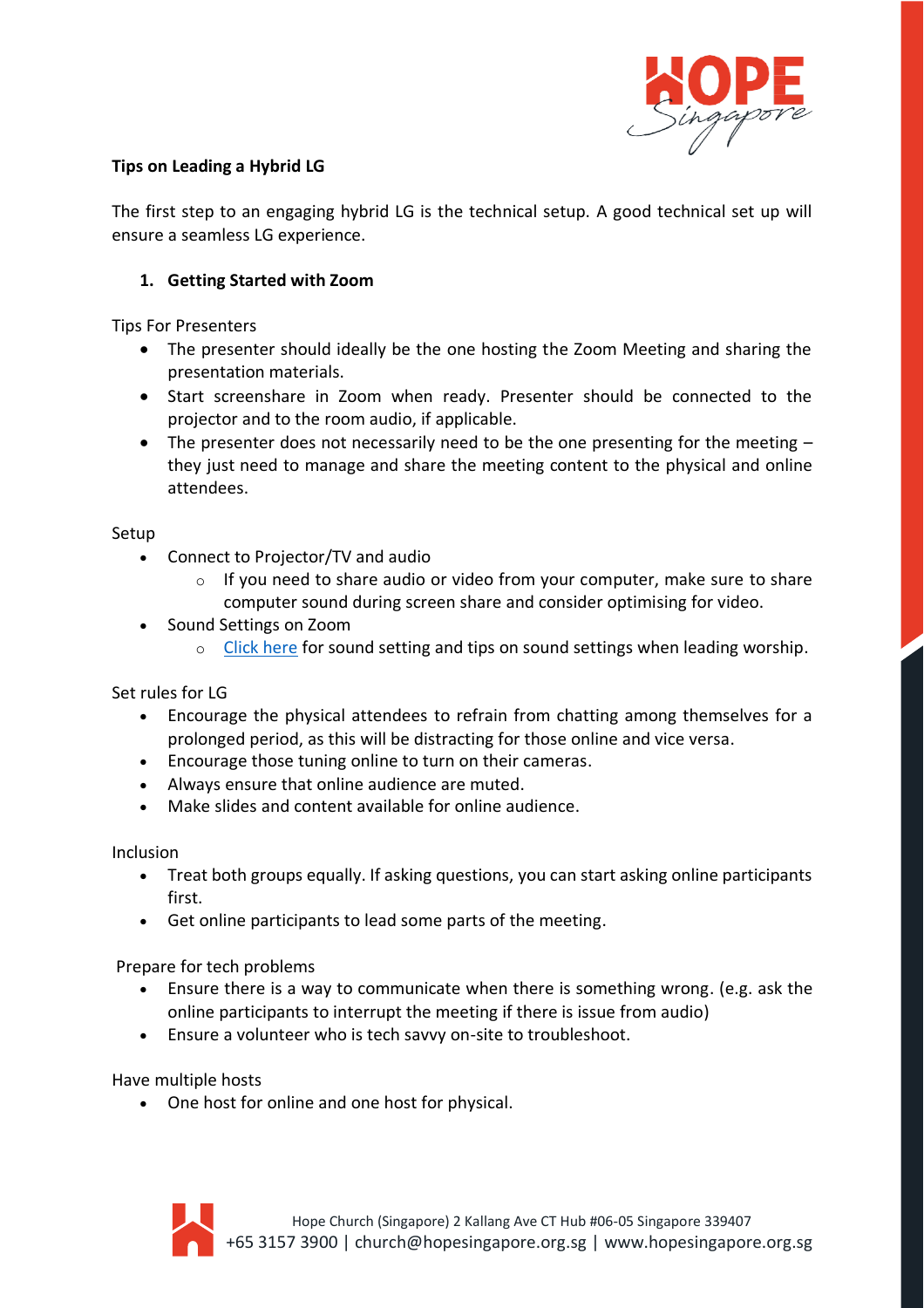**Tips on Leading a Hybrid LG**

The first step to an engaging hybrid LG is the technical setup. A good technical set up will ensure a seamless LG experience.

1. **Getting Started with Zoom**

Tips For Presenters

- The presenter should ideally be the one hosting the Zoom Meeting and sharing the presentation materials.
- Start screenshare in Zoom when ready. Presenter should be connected to the projector and to the room audio, if applicable.
- The presenter does not necessarily need to be the one presenting for the meeting – they just need to manage and share the meeting content to the physical and online attendees.

Setup

- Connect to Projector/TV and audio
  - If you need to share audio or video from your computer, make sure to share computer sound during screen share and consider optimising for video.
- Sound Settings on Zoom
  - Click here for sound setting and tips on sound settings when leading worship.

Set rules for LG

- Encourage the physical attendees to refrain from chatting among themselves for a prolonged period, as this will be distracting for those online and vice versa.
- Encourage those tuning online to turn on their cameras.
- Always ensure that online audience are muted.
- Make slides and content available for online audience.

Inclusion

- Treat both groups equally. If asking questions, you can start asking online participants first.
- Get online participants to lead some parts of the meeting.

Prepare for tech problems

- Ensure there is a way to communicate when there is something wrong. (e.g. ask the online participants to interrupt the meeting if there is issue from audio)
- Ensure a volunteer who is tech savvy on-site to troubleshoot.

Have multiple hosts

- One host for online and one host for physical.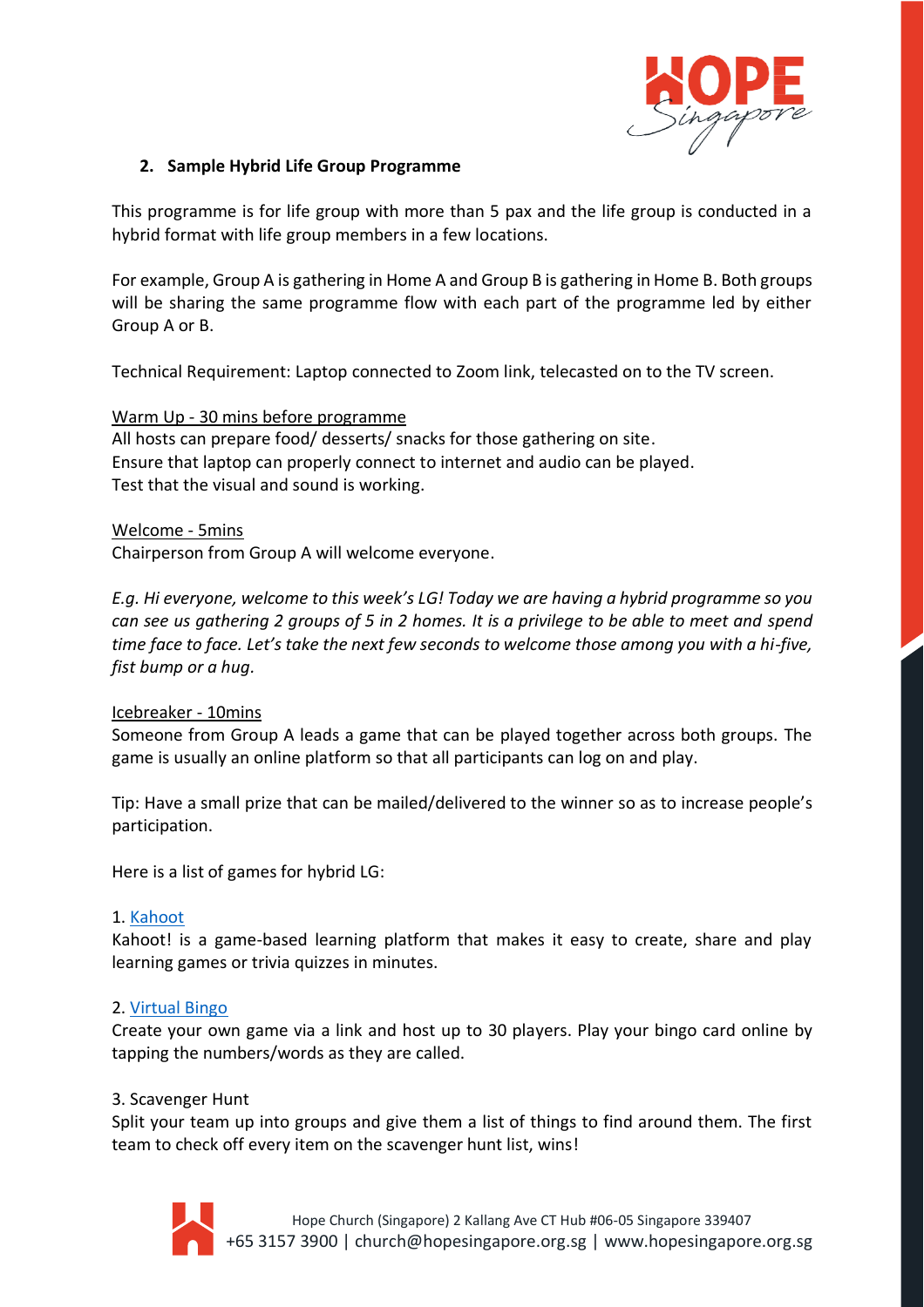## 2. Sample Hybrid Life Group Programme

This programme is for life group with more than 5 pax and the life group is conducted in a hybrid format with life group members in a few locations.

For example, Group A is gathering in Home A and Group B is gathering in Home B. Both groups will be sharing the same programme flow with each part of the programme led by either Group A or B.

Technical Requirement: Laptop connected to Zoom link, telecasted on to the TV screen.

<u>Warm Up - 30 mins before programme</u>
All hosts can prepare food/ desserts/ snacks for those gathering on site.
Ensure that laptop can properly connect to internet and audio can be played.
Test that the visual and sound is working.

<u>Welcome - 5mins</u>
Chairperson from Group A will welcome everyone.

*E.g. Hi everyone, welcome to this week's LG! Today we are having a hybrid programme so you can see us gathering 2 groups of 5 in 2 homes. It is a privilege to be able to meet and spend time face to face. Let's take the next few seconds to welcome those among you with a hi-five, fist bump or a hug.*

<u>Icebreaker - 10mins</u>
Someone from Group A leads a game that can be played together across both groups. The game is usually an online platform so that all participants can log on and play.

Tip: Have a small prize that can be mailed/delivered to the winner so as to increase people's participation.

Here is a list of games for hybrid LG:

1. Kahoot
Kahoot! is a game-based learning platform that makes it easy to create, share and play learning games or trivia quizzes in minutes.

2. Virtual Bingo
Create your own game via a link and host up to 30 players. Play your bingo card online by tapping the numbers/words as they are called.

3. Scavenger Hunt
Split your team up into groups and give them a list of things to find around them. The first team to check off every item on the scavenger hunt list, wins!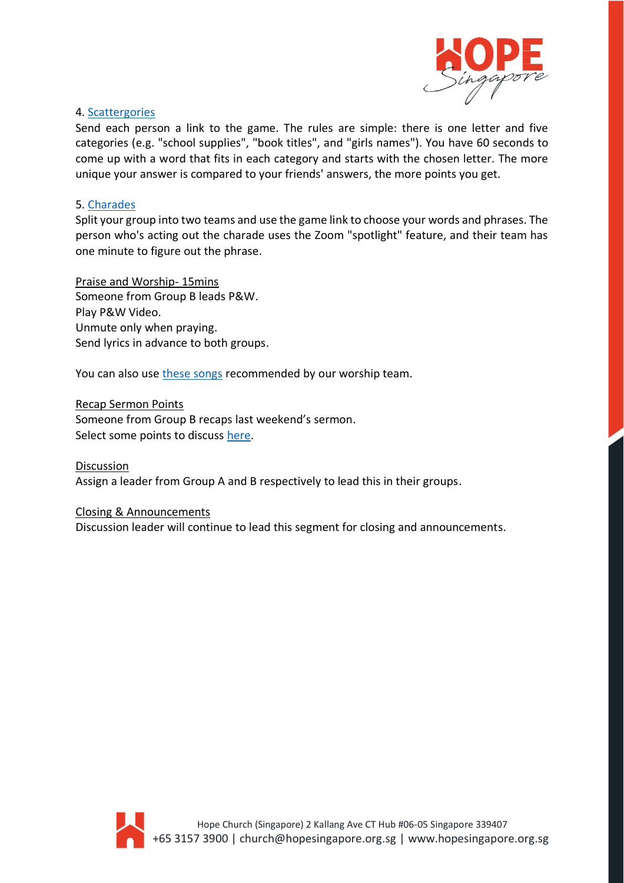4. Scattergories

Send each person a link to the game. The rules are simple: there is one letter and five categories (e.g. "school supplies", "book titles", and "girls names"). You have 60 seconds to come up with a word that fits in each category and starts with the chosen letter. The more unique your answer is compared to your friends' answers, the more points you get.

5. Charades

Split your group into two teams and use the game link to choose your words and phrases. The person who's acting out the charade uses the Zoom "spotlight" feature, and their team has one minute to figure out the phrase.

Praise and Worship- 15mins

Someone from Group B leads P&W.
Play P&W Video.
Unmute only when praying.
Send lyrics in advance to both groups.

You can also use these songs recommended by our worship team.

Recap Sermon Points

Someone from Group B recaps last weekend's sermon.
Select some points to discuss here.

Discussion

Assign a leader from Group A and B respectively to lead this in their groups.

Closing & Announcements

Discussion leader will continue to lead this segment for closing and announcements.